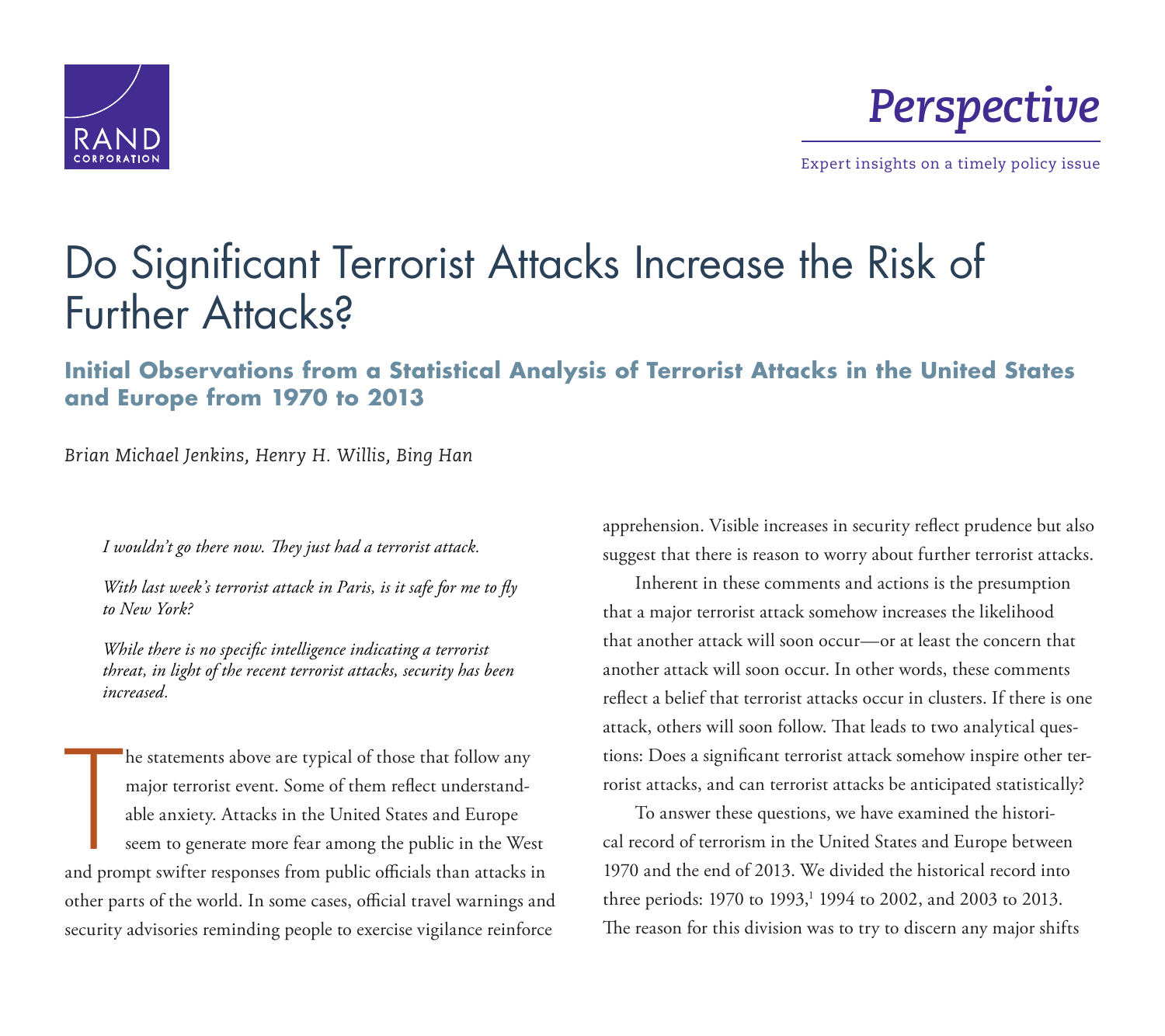RAND CORPORATION

*Perspective*

Expert insights on a timely policy issue

# Do Significant Terrorist Attacks Increase the Risk of Further Attacks?

## Initial Observations from a Statistical Analysis of Terrorist Attacks in the United States and Europe from 1970 to 2013

*Brian Michael Jenkins, Henry H. Willis, Bing Han*

> *I wouldn't go there now. They just had a terrorist attack.*
>
> *With last week's terrorist attack in Paris, is it safe for me to fly to New York?*
>
> *While there is no specific intelligence indicating a terrorist threat, in light of the recent terrorist attacks, security has been increased.*

The statements above are typical of those that follow any major terrorist event. Some of them reflect understandable anxiety. Attacks in the United States and Europe seem to generate more fear among the public in the West and prompt swifter responses from public officials than attacks in other parts of the world. In some cases, official travel warnings and security advisories reminding people to exercise vigilance reinforce apprehension. Visible increases in security reflect prudence but also suggest that there is reason to worry about further terrorist attacks.

Inherent in these comments and actions is the presumption that a major terrorist attack somehow increases the likelihood that another attack will soon occur—or at least the concern that another attack will soon occur. In other words, these comments reflect a belief that terrorist attacks occur in clusters. If there is one attack, others will soon follow. That leads to two analytical questions: Does a significant terrorist attack somehow inspire other terrorist attacks, and can terrorist attacks be anticipated statistically?

To answer these questions, we have examined the historical record of terrorism in the United States and Europe between 1970 and the end of 2013. We divided the historical record into three periods: 1970 to 1993,[1] 1994 to 2002, and 2003 to 2013. The reason for this division was to try to discern any major shifts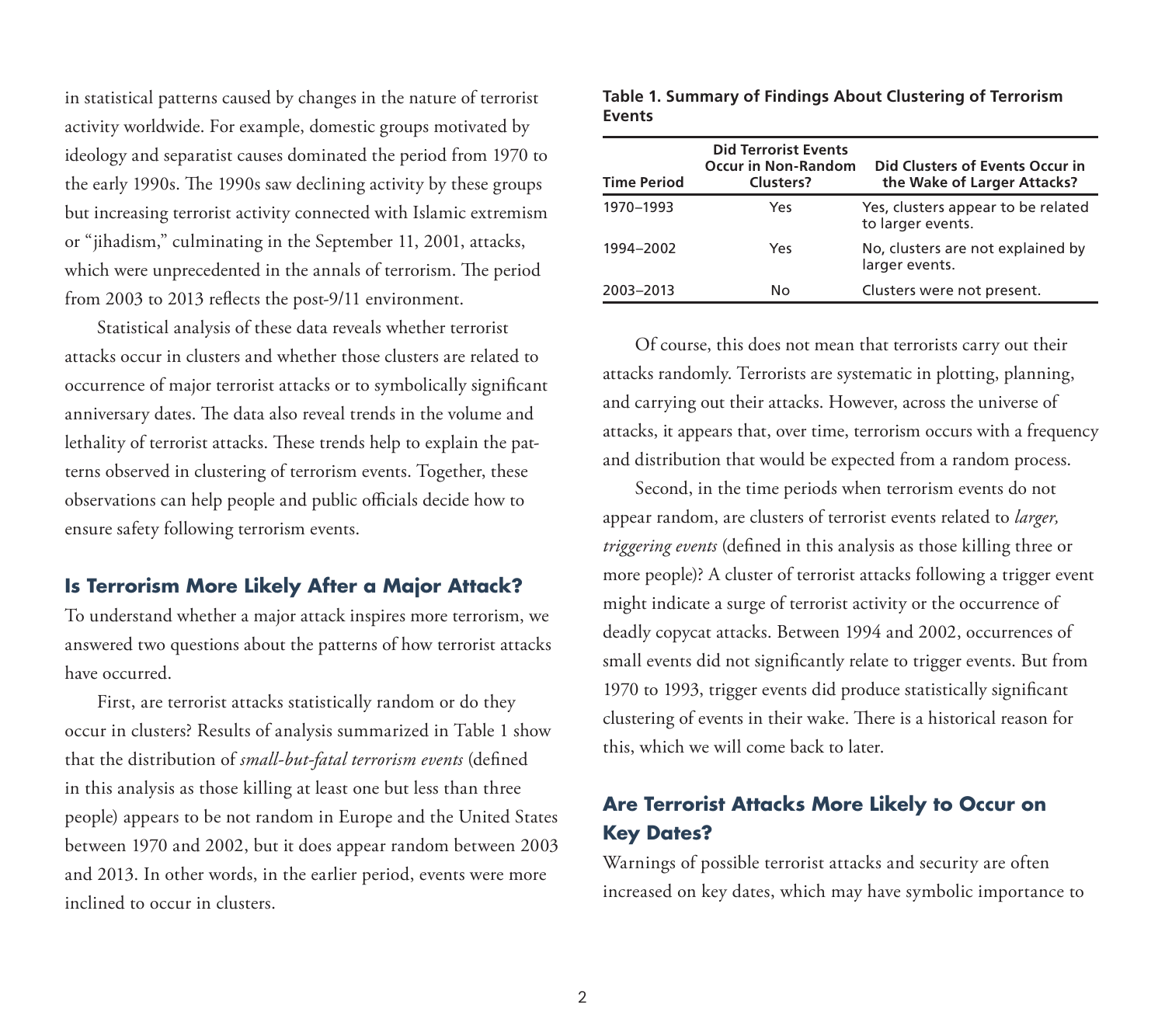in statistical patterns caused by changes in the nature of terrorist activity worldwide. For example, domestic groups motivated by ideology and separatist causes dominated the period from 1970 to the early 1990s. The 1990s saw declining activity by these groups but increasing terrorist activity connected with Islamic extremism or "jihadism," culminating in the September 11, 2001, attacks, which were unprecedented in the annals of terrorism. The period from 2003 to 2013 reflects the post-9/11 environment.

Statistical analysis of these data reveals whether terrorist attacks occur in clusters and whether those clusters are related to occurrence of major terrorist attacks or to symbolically significant anniversary dates. The data also reveal trends in the volume and lethality of terrorist attacks. These trends help to explain the patterns observed in clustering of terrorism events. Together, these observations can help people and public officials decide how to ensure safety following terrorism events.

## Is Terrorism More Likely After a Major Attack?

To understand whether a major attack inspires more terrorism, we answered two questions about the patterns of how terrorist attacks have occurred.

First, are terrorist attacks statistically random or do they occur in clusters? Results of analysis summarized in Table 1 show that the distribution of *small-but-fatal terrorism events* (defined in this analysis as those killing at least one but less than three people) appears to be not random in Europe and the United States between 1970 and 2002, but it does appear random between 2003 and 2013. In other words, in the earlier period, events were more inclined to occur in clusters.

**Table 1. Summary of Findings About Clustering of Terrorism Events**

| Time Period | Did Terrorist Events Occur in Non-Random Clusters? | Did Clusters of Events Occur in the Wake of Larger Attacks? |
|---|---|---|
| 1970–1993 | Yes | Yes, clusters appear to be related to larger events. |
| 1994–2002 | Yes | No, clusters are not explained by larger events. |
| 2003–2013 | No | Clusters were not present. |

Of course, this does not mean that terrorists carry out their attacks randomly. Terrorists are systematic in plotting, planning, and carrying out their attacks. However, across the universe of attacks, it appears that, over time, terrorism occurs with a frequency and distribution that would be expected from a random process.

Second, in the time periods when terrorism events do not appear random, are clusters of terrorist events related to *larger, triggering events* (defined in this analysis as those killing three or more people)? A cluster of terrorist attacks following a trigger event might indicate a surge of terrorist activity or the occurrence of deadly copycat attacks. Between 1994 and 2002, occurrences of small events did not significantly relate to trigger events. But from 1970 to 1993, trigger events did produce statistically significant clustering of events in their wake. There is a historical reason for this, which we will come back to later.

## Are Terrorist Attacks More Likely to Occur on Key Dates?

Warnings of possible terrorist attacks and security are often increased on key dates, which may have symbolic importance to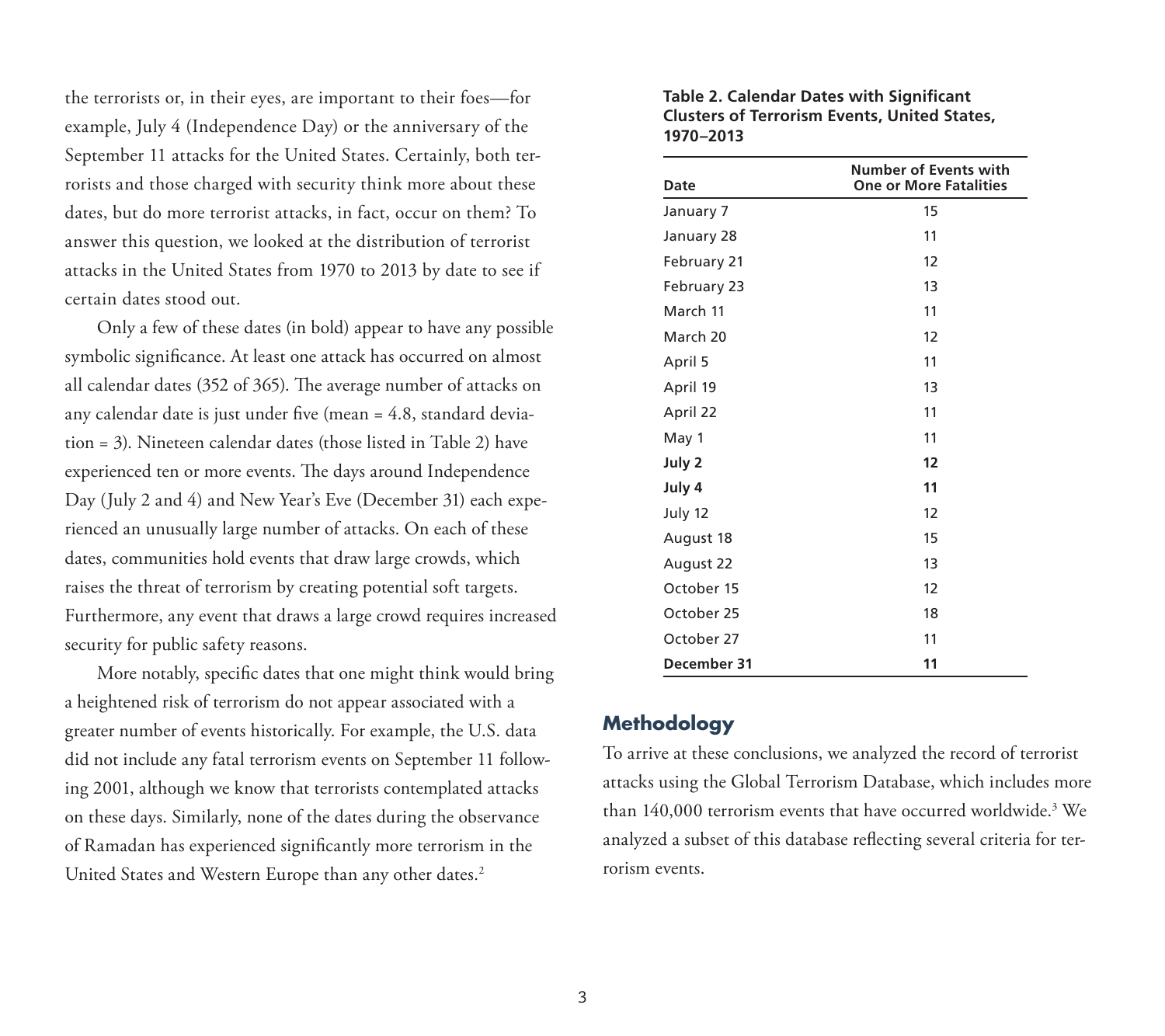the terrorists or, in their eyes, are important to their foes—for example, July 4 (Independence Day) or the anniversary of the September 11 attacks for the United States. Certainly, both terrorists and those charged with security think more about these dates, but do more terrorist attacks, in fact, occur on them? To answer this question, we looked at the distribution of terrorist attacks in the United States from 1970 to 2013 by date to see if certain dates stood out.

Only a few of these dates (in bold) appear to have any possible symbolic significance. At least one attack has occurred on almost all calendar dates (352 of 365). The average number of attacks on any calendar date is just under five (mean = 4.8, standard deviation = 3). Nineteen calendar dates (those listed in Table 2) have experienced ten or more events. The days around Independence Day (July 2 and 4) and New Year's Eve (December 31) each experienced an unusually large number of attacks. On each of these dates, communities hold events that draw large crowds, which raises the threat of terrorism by creating potential soft targets. Furthermore, any event that draws a large crowd requires increased security for public safety reasons.

More notably, specific dates that one might think would bring a heightened risk of terrorism do not appear associated with a greater number of events historically. For example, the U.S. data did not include any fatal terrorism events on September 11 following 2001, although we know that terrorists contemplated attacks on these days. Similarly, none of the dates during the observance of Ramadan has experienced significantly more terrorism in the United States and Western Europe than any other dates.[2]

**Table 2. Calendar Dates with Significant Clusters of Terrorism Events, United States, 1970–2013**

| Date | Number of Events with One or More Fatalities |
|---|---|
| January 7 | 15 |
| January 28 | 11 |
| February 21 | 12 |
| February 23 | 13 |
| March 11 | 11 |
| March 20 | 12 |
| April 5 | 11 |
| April 19 | 13 |
| April 22 | 11 |
| May 1 | 11 |
| **July 2** | **12** |
| **July 4** | **11** |
| July 12 | 12 |
| August 18 | 15 |
| August 22 | 13 |
| October 15 | 12 |
| October 25 | 18 |
| October 27 | 11 |
| **December 31** | **11** |

## Methodology

To arrive at these conclusions, we analyzed the record of terrorist attacks using the Global Terrorism Database, which includes more than 140,000 terrorism events that have occurred worldwide.[3] We analyzed a subset of this database reflecting several criteria for terrorism events.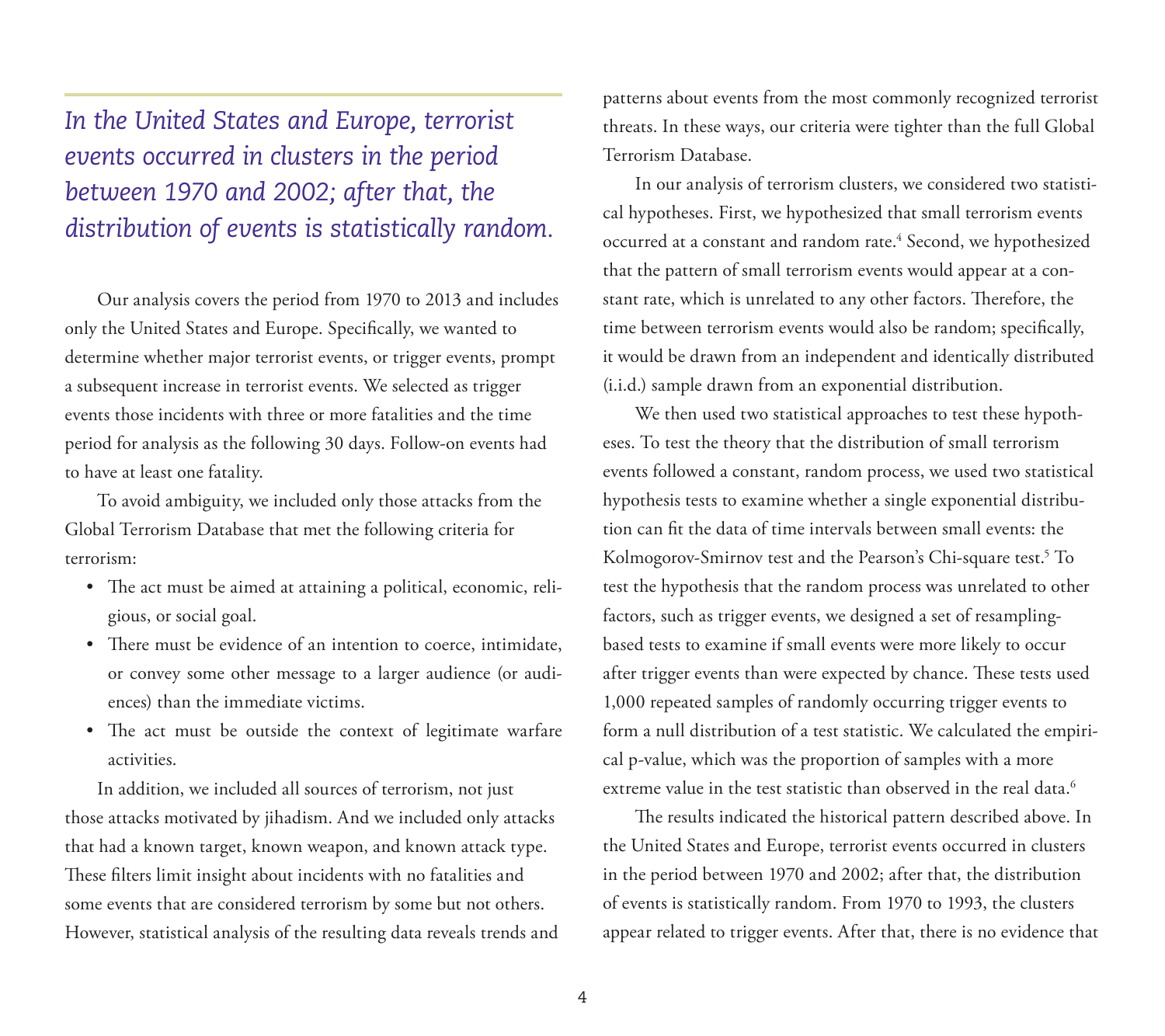*In the United States and Europe, terrorist events occurred in clusters in the period between 1970 and 2002; after that, the distribution of events is statistically random.*

Our analysis covers the period from 1970 to 2013 and includes only the United States and Europe. Specifically, we wanted to determine whether major terrorist events, or trigger events, prompt a subsequent increase in terrorist events. We selected as trigger events those incidents with three or more fatalities and the time period for analysis as the following 30 days. Follow-on events had to have at least one fatality.

To avoid ambiguity, we included only those attacks from the Global Terrorism Database that met the following criteria for terrorism:

- The act must be aimed at attaining a political, economic, religious, or social goal.
- There must be evidence of an intention to coerce, intimidate, or convey some other message to a larger audience (or audiences) than the immediate victims.
- The act must be outside the context of legitimate warfare activities.

In addition, we included all sources of terrorism, not just those attacks motivated by jihadism. And we included only attacks that had a known target, known weapon, and known attack type. These filters limit insight about incidents with no fatalities and some events that are considered terrorism by some but not others. However, statistical analysis of the resulting data reveals trends and patterns about events from the most commonly recognized terrorist threats. In these ways, our criteria were tighter than the full Global Terrorism Database.

In our analysis of terrorism clusters, we considered two statistical hypotheses. First, we hypothesized that small terrorism events occurred at a constant and random rate.[4] Second, we hypothesized that the pattern of small terrorism events would appear at a constant rate, which is unrelated to any other factors. Therefore, the time between terrorism events would also be random; specifically, it would be drawn from an independent and identically distributed (i.i.d.) sample drawn from an exponential distribution.

We then used two statistical approaches to test these hypotheses. To test the theory that the distribution of small terrorism events followed a constant, random process, we used two statistical hypothesis tests to examine whether a single exponential distribution can fit the data of time intervals between small events: the Kolmogorov-Smirnov test and the Pearson's Chi-square test.[5] To test the hypothesis that the random process was unrelated to other factors, such as trigger events, we designed a set of resampling-based tests to examine if small events were more likely to occur after trigger events than were expected by chance. These tests used 1,000 repeated samples of randomly occurring trigger events to form a null distribution of a test statistic. We calculated the empirical p-value, which was the proportion of samples with a more extreme value in the test statistic than observed in the real data.[6]

The results indicated the historical pattern described above. In the United States and Europe, terrorist events occurred in clusters in the period between 1970 and 2002; after that, the distribution of events is statistically random. From 1970 to 1993, the clusters appear related to trigger events. After that, there is no evidence that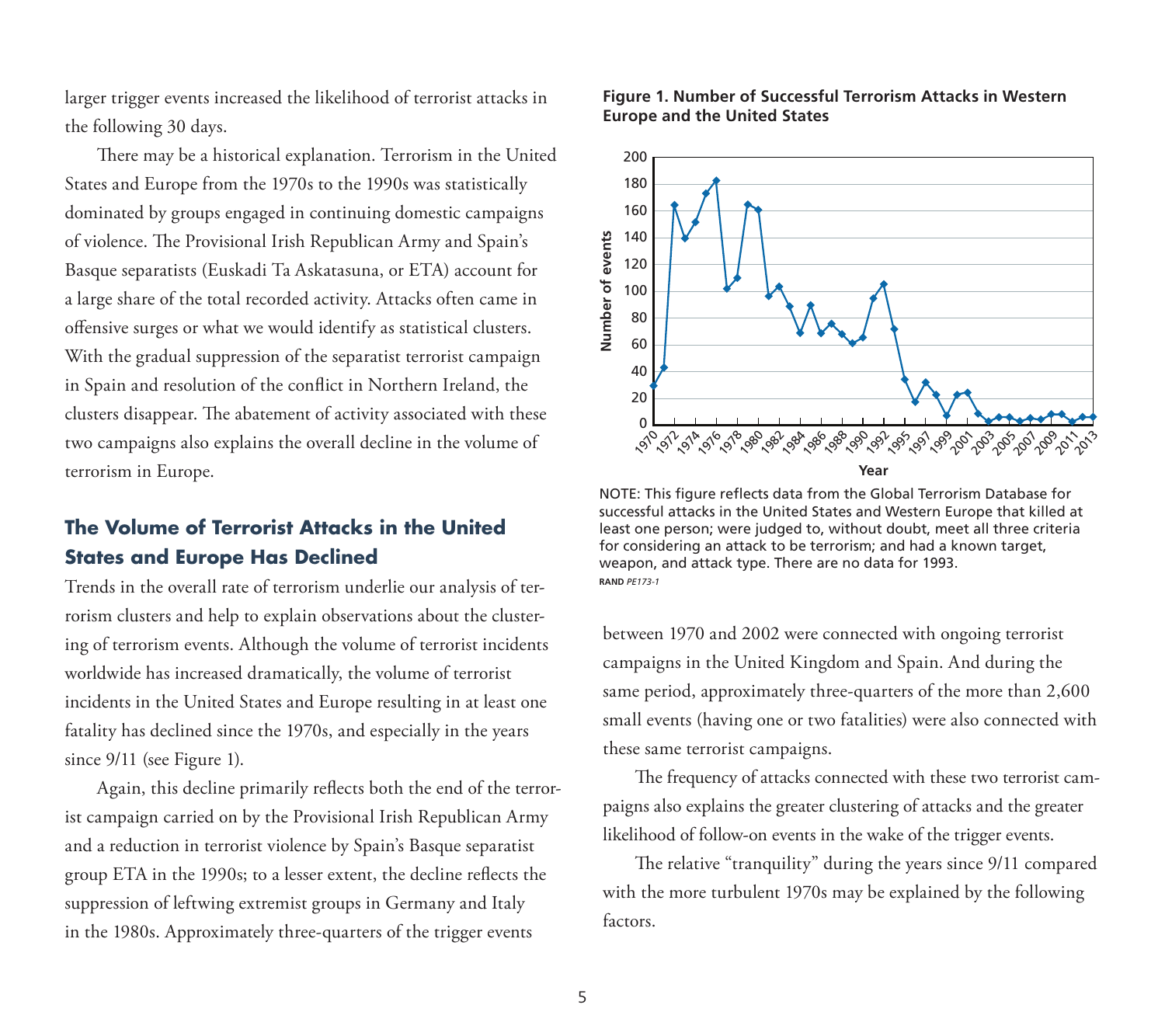larger trigger events increased the likelihood of terrorist attacks in the following 30 days.

There may be a historical explanation. Terrorism in the United States and Europe from the 1970s to the 1990s was statistically dominated by groups engaged in continuing domestic campaigns of violence. The Provisional Irish Republican Army and Spain's Basque separatists (Euskadi Ta Askatasuna, or ETA) account for a large share of the total recorded activity. Attacks often came in offensive surges or what we would identify as statistical clusters. With the gradual suppression of the separatist terrorist campaign in Spain and resolution of the conflict in Northern Ireland, the clusters disappear. The abatement of activity associated with these two campaigns also explains the overall decline in the volume of terrorism in Europe.

## The Volume of Terrorist Attacks in the United States and Europe Has Declined

Trends in the overall rate of terrorism underlie our analysis of terrorism clusters and help to explain observations about the clustering of terrorism events. Although the volume of terrorist incidents worldwide has increased dramatically, the volume of terrorist incidents in the United States and Europe resulting in at least one fatality has declined since the 1970s, and especially in the years since 9/11 (see Figure 1).

Again, this decline primarily reflects both the end of the terrorist campaign carried on by the Provisional Irish Republican Army and a reduction in terrorist violence by Spain's Basque separatist group ETA in the 1990s; to a lesser extent, the decline reflects the suppression of leftwing extremist groups in Germany and Italy in the 1980s. Approximately three-quarters of the trigger events between 1970 and 2002 were connected with ongoing terrorist campaigns in the United Kingdom and Spain. And during the same period, approximately three-quarters of the more than 2,600 small events (having one or two fatalities) were also connected with these same terrorist campaigns.

The frequency of attacks connected with these two terrorist campaigns also explains the greater clustering of attacks and the greater likelihood of follow-on events in the wake of the trigger events.

The relative "tranquility" during the years since 9/11 compared with the more turbulent 1970s may be explained by the following factors.

**Figure 1. Number of Successful Terrorism Attacks in Western Europe and the United States**

NOTE: This figure reflects data from the Global Terrorism Database for successful attacks in the United States and Western Europe that killed at least one person; were judged to, without doubt, meet all three criteria for considering an attack to be terrorism; and had a known target, weapon, and attack type. There are no data for 1993.

RAND *PE173-1*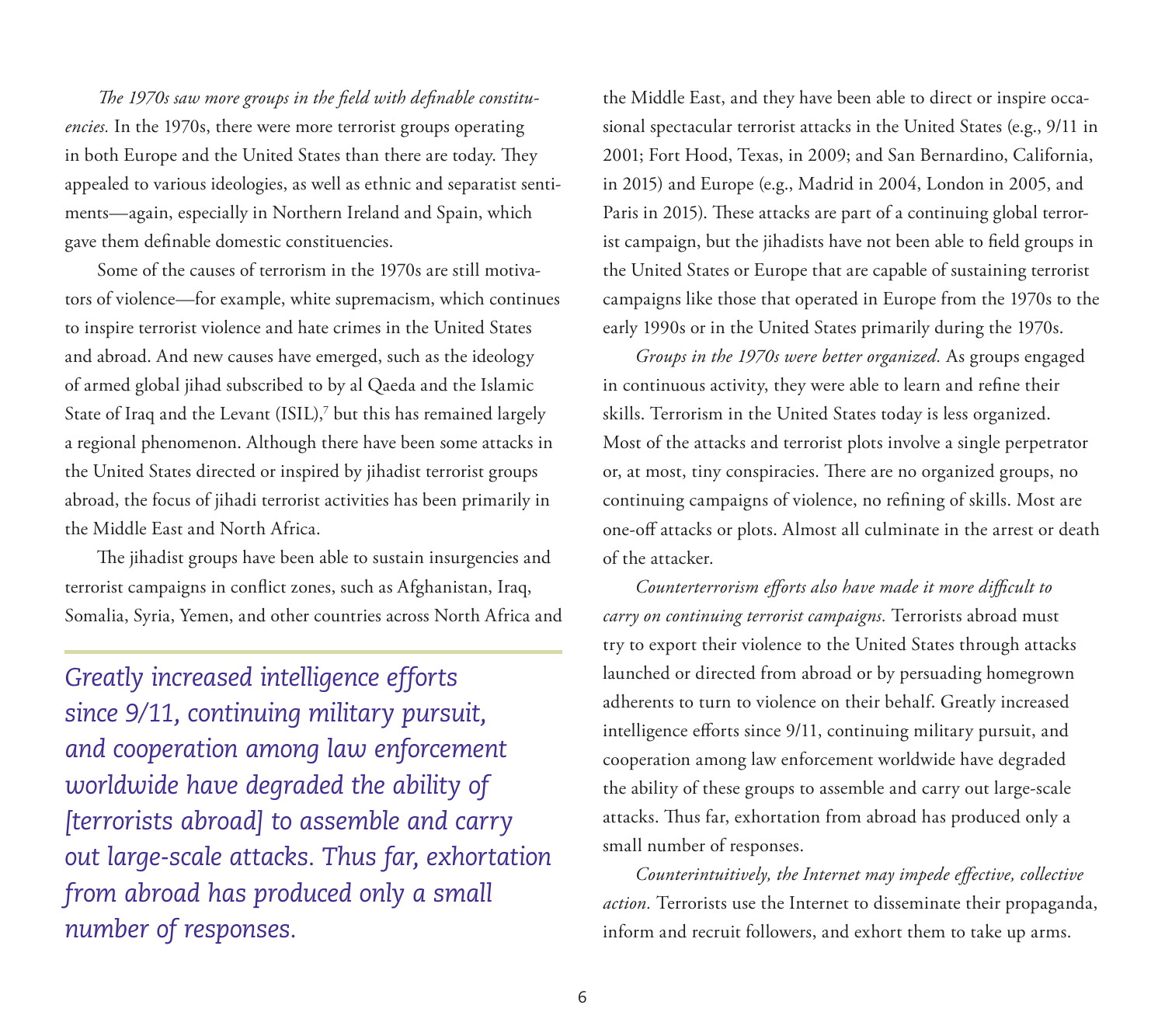*The 1970s saw more groups in the field with definable constituencies.* In the 1970s, there were more terrorist groups operating in both Europe and the United States than there are today. They appealed to various ideologies, as well as ethnic and separatist sentiments—again, especially in Northern Ireland and Spain, which gave them definable domestic constituencies.

Some of the causes of terrorism in the 1970s are still motivators of violence—for example, white supremacism, which continues to inspire terrorist violence and hate crimes in the United States and abroad. And new causes have emerged, such as the ideology of armed global jihad subscribed to by al Qaeda and the Islamic State of Iraq and the Levant (ISIL),[7] but this has remained largely a regional phenomenon. Although there have been some attacks in the United States directed or inspired by jihadist terrorist groups abroad, the focus of jihadi terrorist activities has been primarily in the Middle East and North Africa.

The jihadist groups have been able to sustain insurgencies and terrorist campaigns in conflict zones, such as Afghanistan, Iraq, Somalia, Syria, Yemen, and other countries across North Africa and the Middle East, and they have been able to direct or inspire occasional spectacular terrorist attacks in the United States (e.g., 9/11 in 2001; Fort Hood, Texas, in 2009; and San Bernardino, California, in 2015) and Europe (e.g., Madrid in 2004, London in 2005, and Paris in 2015). These attacks are part of a continuing global terrorist campaign, but the jihadists have not been able to field groups in the United States or Europe that are capable of sustaining terrorist campaigns like those that operated in Europe from the 1970s to the early 1990s or in the United States primarily during the 1970s.

> *Greatly increased intelligence efforts since 9/11, continuing military pursuit, and cooperation among law enforcement worldwide have degraded the ability of [terrorists abroad] to assemble and carry out large-scale attacks. Thus far, exhortation from abroad has produced only a small number of responses.*

*Groups in the 1970s were better organized.* As groups engaged in continuous activity, they were able to learn and refine their skills. Terrorism in the United States today is less organized. Most of the attacks and terrorist plots involve a single perpetrator or, at most, tiny conspiracies. There are no organized groups, no continuing campaigns of violence, no refining of skills. Most are one-off attacks or plots. Almost all culminate in the arrest or death of the attacker.

*Counterterrorism efforts also have made it more difficult to carry on continuing terrorist campaigns.* Terrorists abroad must try to export their violence to the United States through attacks launched or directed from abroad or by persuading homegrown adherents to turn to violence on their behalf. Greatly increased intelligence efforts since 9/11, continuing military pursuit, and cooperation among law enforcement worldwide have degraded the ability of these groups to assemble and carry out large-scale attacks. Thus far, exhortation from abroad has produced only a small number of responses.

*Counterintuitively, the Internet may impede effective, collective action.* Terrorists use the Internet to disseminate their propaganda, inform and recruit followers, and exhort them to take up arms.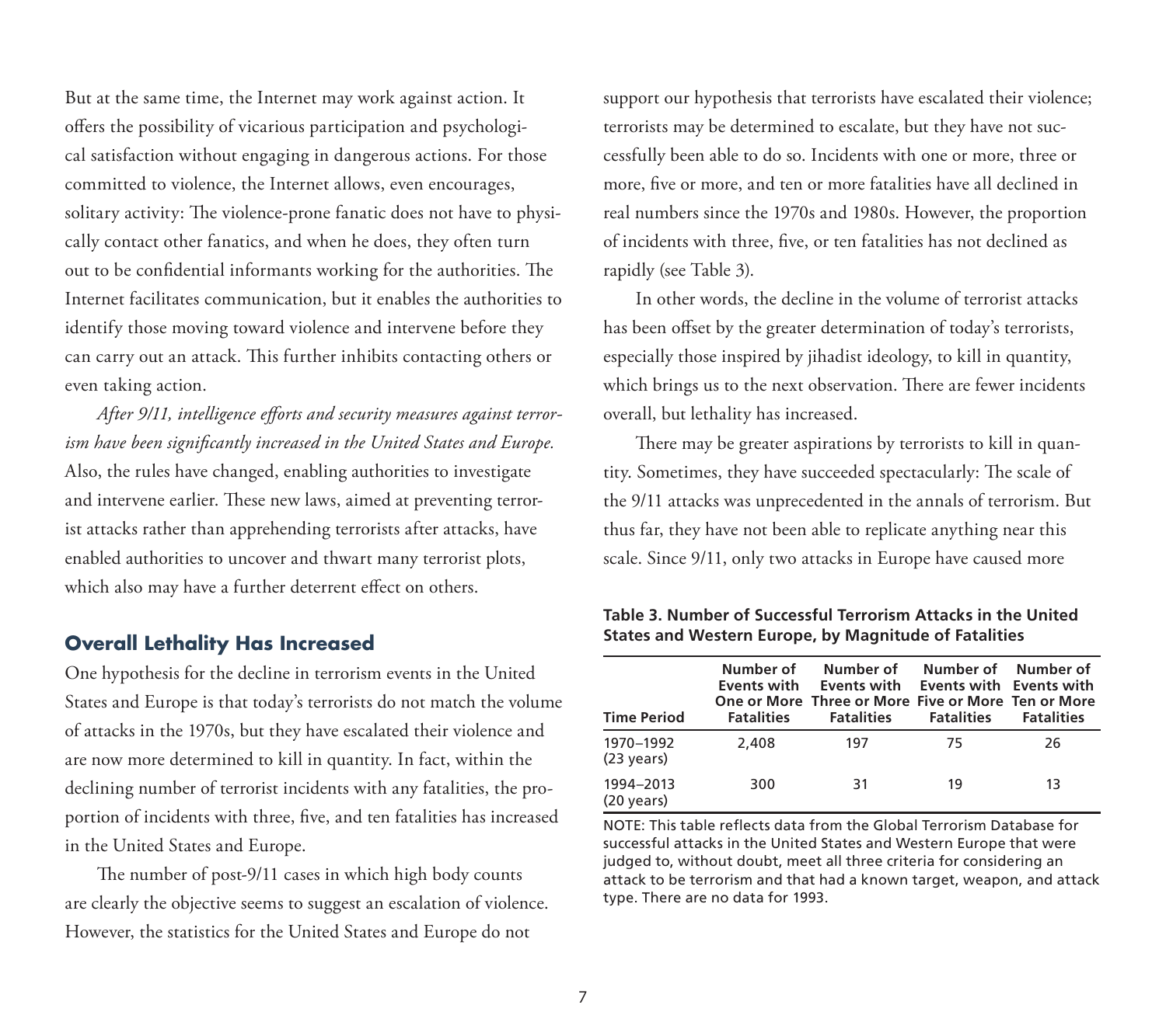But at the same time, the Internet may work against action. It offers the possibility of vicarious participation and psychological satisfaction without engaging in dangerous actions. For those committed to violence, the Internet allows, even encourages, solitary activity: The violence-prone fanatic does not have to physically contact other fanatics, and when he does, they often turn out to be confidential informants working for the authorities. The Internet facilitates communication, but it enables the authorities to identify those moving toward violence and intervene before they can carry out an attack. This further inhibits contacting others or even taking action.

*After 9/11, intelligence efforts and security measures against terrorism have been significantly increased in the United States and Europe.* Also, the rules have changed, enabling authorities to investigate and intervene earlier. These new laws, aimed at preventing terrorist attacks rather than apprehending terrorists after attacks, have enabled authorities to uncover and thwart many terrorist plots, which also may have a further deterrent effect on others.

## Overall Lethality Has Increased

One hypothesis for the decline in terrorism events in the United States and Europe is that today's terrorists do not match the volume of attacks in the 1970s, but they have escalated their violence and are now more determined to kill in quantity. In fact, within the declining number of terrorist incidents with any fatalities, the proportion of incidents with three, five, and ten fatalities has increased in the United States and Europe.

The number of post-9/11 cases in which high body counts are clearly the objective seems to suggest an escalation of violence. However, the statistics for the United States and Europe do not support our hypothesis that terrorists have escalated their violence; terrorists may be determined to escalate, but they have not successfully been able to do so. Incidents with one or more, three or more, five or more, and ten or more fatalities have all declined in real numbers since the 1970s and 1980s. However, the proportion of incidents with three, five, or ten fatalities has not declined as rapidly (see Table 3).

In other words, the decline in the volume of terrorist attacks has been offset by the greater determination of today's terrorists, especially those inspired by jihadist ideology, to kill in quantity, which brings us to the next observation. There are fewer incidents overall, but lethality has increased.

There may be greater aspirations by terrorists to kill in quantity. Sometimes, they have succeeded spectacularly: The scale of the 9/11 attacks was unprecedented in the annals of terrorism. But thus far, they have not been able to replicate anything near this scale. Since 9/11, only two attacks in Europe have caused more

**Table 3. Number of Successful Terrorism Attacks in the United States and Western Europe, by Magnitude of Fatalities**

| Time Period | Number of Events with One or More Fatalities | Number of Events with Three or More Fatalities | Number of Events with Five or More Fatalities | Number of Events with Ten or More Fatalities |
|---|---|---|---|---|
| 1970–1992 (23 years) | 2,408 | 197 | 75 | 26 |
| 1994–2013 (20 years) | 300 | 31 | 19 | 13 |

NOTE: This table reflects data from the Global Terrorism Database for successful attacks in the United States and Western Europe that were judged to, without doubt, meet all three criteria for considering an attack to be terrorism and that had a known target, weapon, and attack type. There are no data for 1993.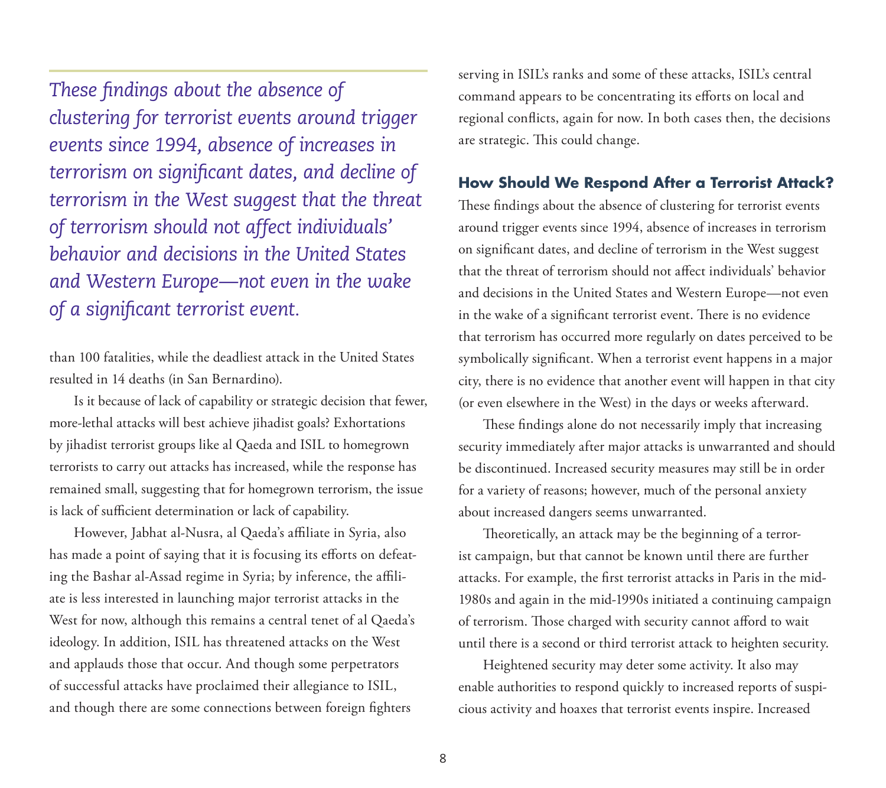*These findings about the absence of clustering for terrorist events around trigger events since 1994, absence of increases in terrorism on significant dates, and decline of terrorism in the West suggest that the threat of terrorism should not affect individuals' behavior and decisions in the United States and Western Europe—not even in the wake of a significant terrorist event.*

than 100 fatalities, while the deadliest attack in the United States resulted in 14 deaths (in San Bernardino).

Is it because of lack of capability or strategic decision that fewer, more-lethal attacks will best achieve jihadist goals? Exhortations by jihadist terrorist groups like al Qaeda and ISIL to homegrown terrorists to carry out attacks has increased, while the response has remained small, suggesting that for homegrown terrorism, the issue is lack of sufficient determination or lack of capability.

However, Jabhat al-Nusra, al Qaeda's affiliate in Syria, also has made a point of saying that it is focusing its efforts on defeating the Bashar al-Assad regime in Syria; by inference, the affiliate is less interested in launching major terrorist attacks in the West for now, although this remains a central tenet of al Qaeda's ideology. In addition, ISIL has threatened attacks on the West and applauds those that occur. And though some perpetrators of successful attacks have proclaimed their allegiance to ISIL, and though there are some connections between foreign fighters serving in ISIL's ranks and some of these attacks, ISIL's central command appears to be concentrating its efforts on local and regional conflicts, again for now. In both cases then, the decisions are strategic. This could change.

## How Should We Respond After a Terrorist Attack?

These findings about the absence of clustering for terrorist events around trigger events since 1994, absence of increases in terrorism on significant dates, and decline of terrorism in the West suggest that the threat of terrorism should not affect individuals' behavior and decisions in the United States and Western Europe—not even in the wake of a significant terrorist event. There is no evidence that terrorism has occurred more regularly on dates perceived to be symbolically significant. When a terrorist event happens in a major city, there is no evidence that another event will happen in that city (or even elsewhere in the West) in the days or weeks afterward.

These findings alone do not necessarily imply that increasing security immediately after major attacks is unwarranted and should be discontinued. Increased security measures may still be in order for a variety of reasons; however, much of the personal anxiety about increased dangers seems unwarranted.

Theoretically, an attack may be the beginning of a terrorist campaign, but that cannot be known until there are further attacks. For example, the first terrorist attacks in Paris in the mid-1980s and again in the mid-1990s initiated a continuing campaign of terrorism. Those charged with security cannot afford to wait until there is a second or third terrorist attack to heighten security.

Heightened security may deter some activity. It also may enable authorities to respond quickly to increased reports of suspicious activity and hoaxes that terrorist events inspire. Increased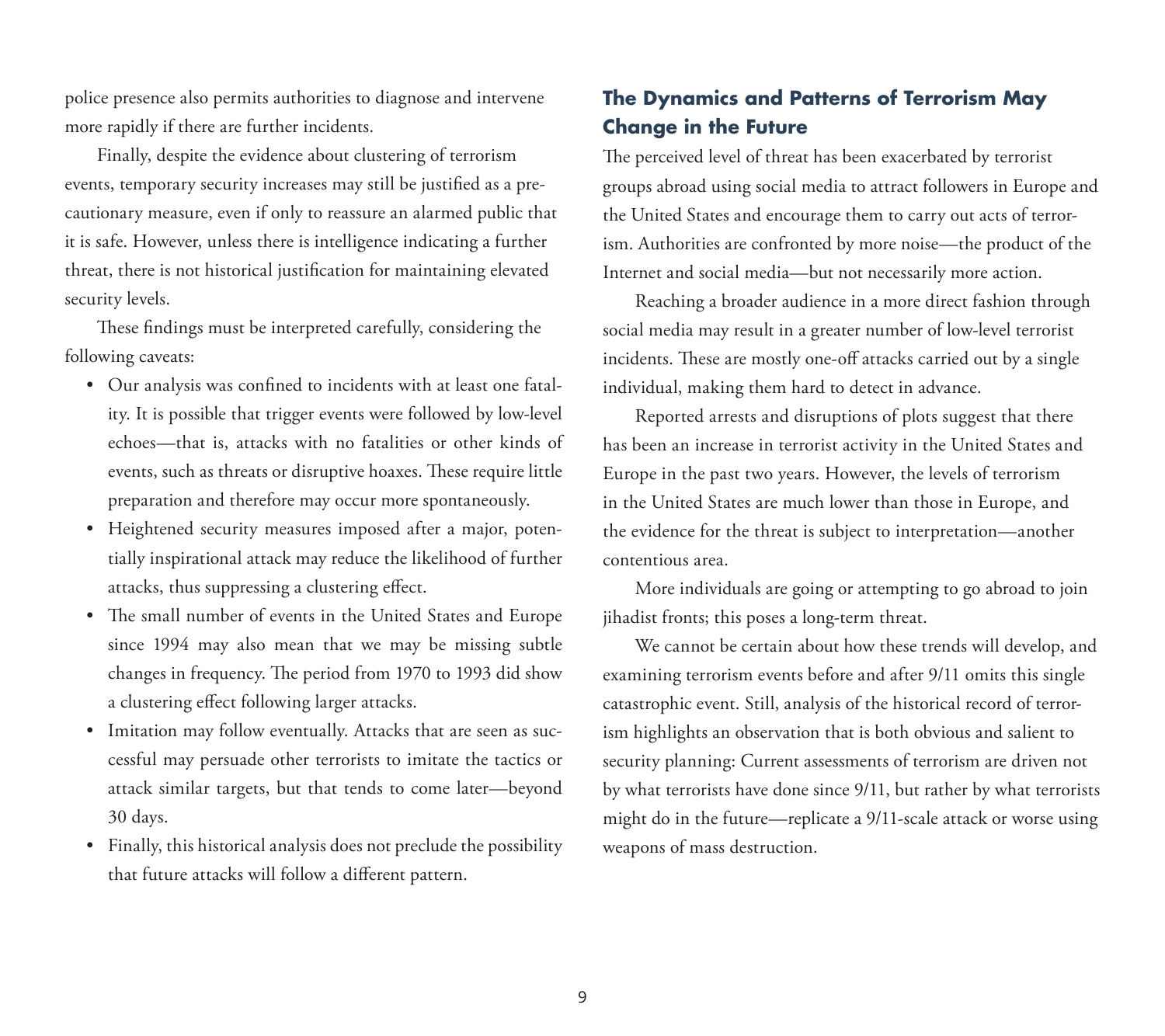police presence also permits authorities to diagnose and intervene more rapidly if there are further incidents.

Finally, despite the evidence about clustering of terrorism events, temporary security increases may still be justified as a precautionary measure, even if only to reassure an alarmed public that it is safe. However, unless there is intelligence indicating a further threat, there is not historical justification for maintaining elevated security levels.

These findings must be interpreted carefully, considering the following caveats:

- Our analysis was confined to incidents with at least one fatality. It is possible that trigger events were followed by low-level echoes—that is, attacks with no fatalities or other kinds of events, such as threats or disruptive hoaxes. These require little preparation and therefore may occur more spontaneously.
- Heightened security measures imposed after a major, potentially inspirational attack may reduce the likelihood of further attacks, thus suppressing a clustering effect.
- The small number of events in the United States and Europe since 1994 may also mean that we may be missing subtle changes in frequency. The period from 1970 to 1993 did show a clustering effect following larger attacks.
- Imitation may follow eventually. Attacks that are seen as successful may persuade other terrorists to imitate the tactics or attack similar targets, but that tends to come later—beyond 30 days.
- Finally, this historical analysis does not preclude the possibility that future attacks will follow a different pattern.

## The Dynamics and Patterns of Terrorism May Change in the Future

The perceived level of threat has been exacerbated by terrorist groups abroad using social media to attract followers in Europe and the United States and encourage them to carry out acts of terrorism. Authorities are confronted by more noise—the product of the Internet and social media—but not necessarily more action.

Reaching a broader audience in a more direct fashion through social media may result in a greater number of low-level terrorist incidents. These are mostly one-off attacks carried out by a single individual, making them hard to detect in advance.

Reported arrests and disruptions of plots suggest that there has been an increase in terrorist activity in the United States and Europe in the past two years. However, the levels of terrorism in the United States are much lower than those in Europe, and the evidence for the threat is subject to interpretation—another contentious area.

More individuals are going or attempting to go abroad to join jihadist fronts; this poses a long-term threat.

We cannot be certain about how these trends will develop, and examining terrorism events before and after 9/11 omits this single catastrophic event. Still, analysis of the historical record of terrorism highlights an observation that is both obvious and salient to security planning: Current assessments of terrorism are driven not by what terrorists have done since 9/11, but rather by what terrorists might do in the future—replicate a 9/11-scale attack or worse using weapons of mass destruction.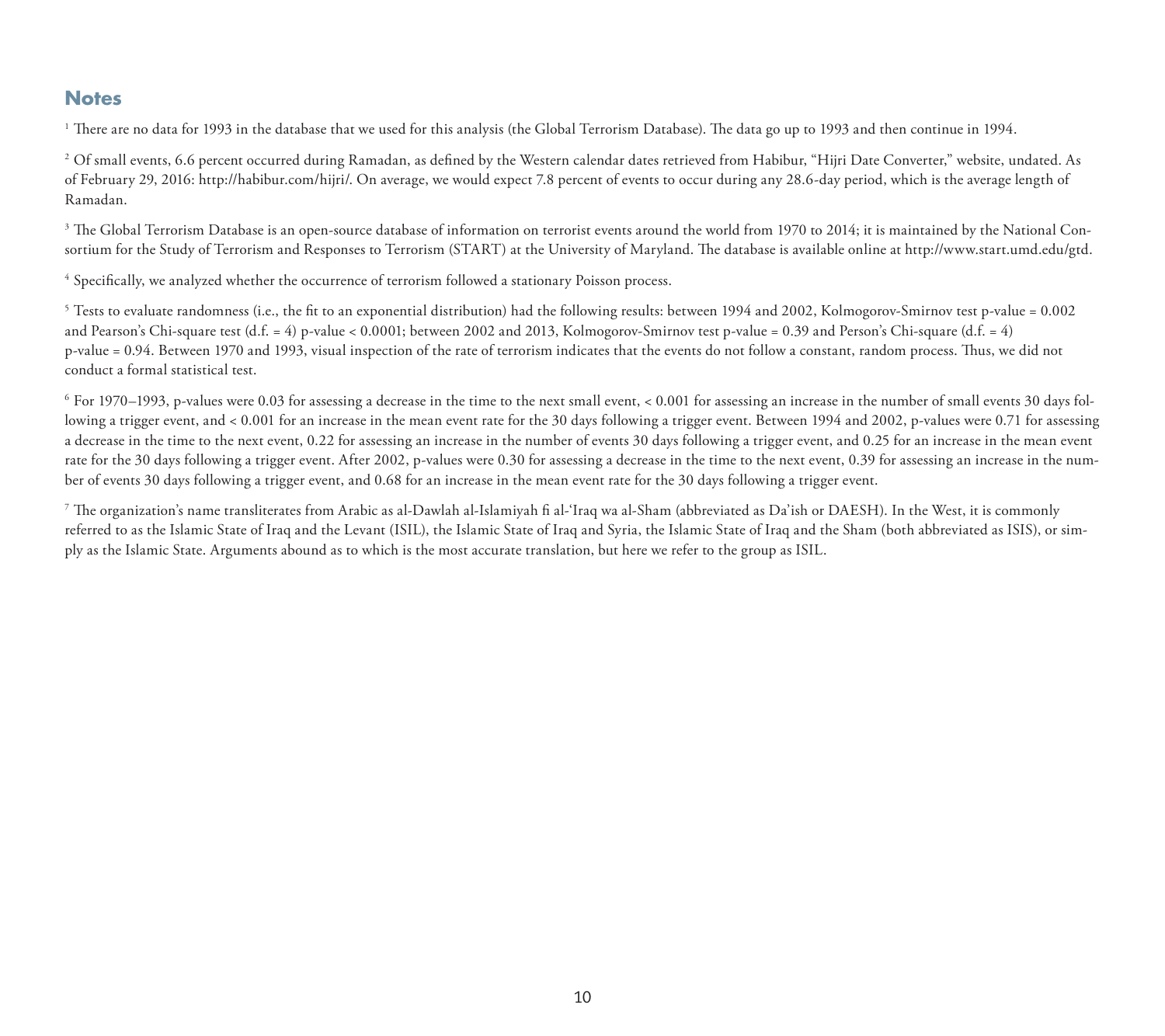## Notes

[1] There are no data for 1993 in the database that we used for this analysis (the Global Terrorism Database). The data go up to 1993 and then continue in 1994.

[2] Of small events, 6.6 percent occurred during Ramadan, as defined by the Western calendar dates retrieved from Habibur, "Hijri Date Converter," website, undated. As of February 29, 2016: http://habibur.com/hijri/. On average, we would expect 7.8 percent of events to occur during any 28.6-day period, which is the average length of Ramadan.

[3] The Global Terrorism Database is an open-source database of information on terrorist events around the world from 1970 to 2014; it is maintained by the National Consortium for the Study of Terrorism and Responses to Terrorism (START) at the University of Maryland. The database is available online at http://www.start.umd.edu/gtd.

[4] Specifically, we analyzed whether the occurrence of terrorism followed a stationary Poisson process.

[5] Tests to evaluate randomness (i.e., the fit to an exponential distribution) had the following results: between 1994 and 2002, Kolmogorov-Smirnov test p-value = 0.002 and Pearson's Chi-square test (d.f. = 4) p-value < 0.0001; between 2002 and 2013, Kolmogorov-Smirnov test p-value = 0.39 and Person's Chi-square (d.f. = 4) p-value = 0.94. Between 1970 and 1993, visual inspection of the rate of terrorism indicates that the events do not follow a constant, random process. Thus, we did not conduct a formal statistical test.

[6] For 1970–1993, p-values were 0.03 for assessing a decrease in the time to the next small event, < 0.001 for assessing an increase in the number of small events 30 days following a trigger event, and < 0.001 for an increase in the mean event rate for the 30 days following a trigger event. Between 1994 and 2002, p-values were 0.71 for assessing a decrease in the time to the next event, 0.22 for assessing an increase in the number of events 30 days following a trigger event, and 0.25 for an increase in the mean event rate for the 30 days following a trigger event. After 2002, p-values were 0.30 for assessing a decrease in the time to the next event, 0.39 for assessing an increase in the number of events 30 days following a trigger event, and 0.68 for an increase in the mean event rate for the 30 days following a trigger event.

[7] The organization's name transliterates from Arabic as al-Dawlah al-Islamiyah fi al-'Iraq wa al-Sham (abbreviated as Da'ish or DAESH). In the West, it is commonly referred to as the Islamic State of Iraq and the Levant (ISIL), the Islamic State of Iraq and Syria, the Islamic State of Iraq and the Sham (both abbreviated as ISIS), or simply as the Islamic State. Arguments abound as to which is the most accurate translation, but here we refer to the group as ISIL.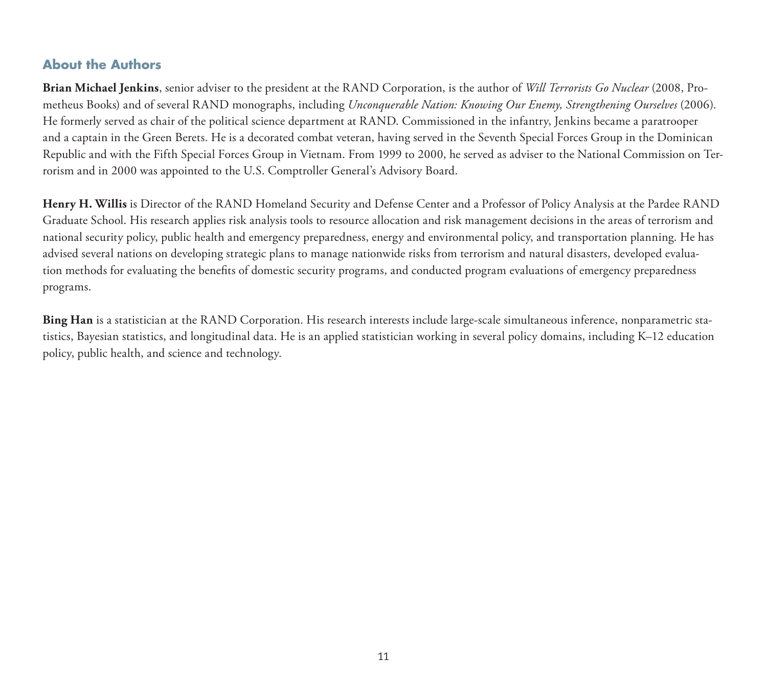## About the Authors

**Brian Michael Jenkins**, senior adviser to the president at the RAND Corporation, is the author of *Will Terrorists Go Nuclear* (2008, Prometheus Books) and of several RAND monographs, including *Unconquerable Nation: Knowing Our Enemy, Strengthening Ourselves* (2006). He formerly served as chair of the political science department at RAND. Commissioned in the infantry, Jenkins became a paratrooper and a captain in the Green Berets. He is a decorated combat veteran, having served in the Seventh Special Forces Group in the Dominican Republic and with the Fifth Special Forces Group in Vietnam. From 1999 to 2000, he served as adviser to the National Commission on Terrorism and in 2000 was appointed to the U.S. Comptroller General's Advisory Board.

**Henry H. Willis** is Director of the RAND Homeland Security and Defense Center and a Professor of Policy Analysis at the Pardee RAND Graduate School. His research applies risk analysis tools to resource allocation and risk management decisions in the areas of terrorism and national security policy, public health and emergency preparedness, energy and environmental policy, and transportation planning. He has advised several nations on developing strategic plans to manage nationwide risks from terrorism and natural disasters, developed evaluation methods for evaluating the benefits of domestic security programs, and conducted program evaluations of emergency preparedness programs.

**Bing Han** is a statistician at the RAND Corporation. His research interests include large-scale simultaneous inference, nonparametric statistics, Bayesian statistics, and longitudinal data. He is an applied statistician working in several policy domains, including K–12 education policy, public health, and science and technology.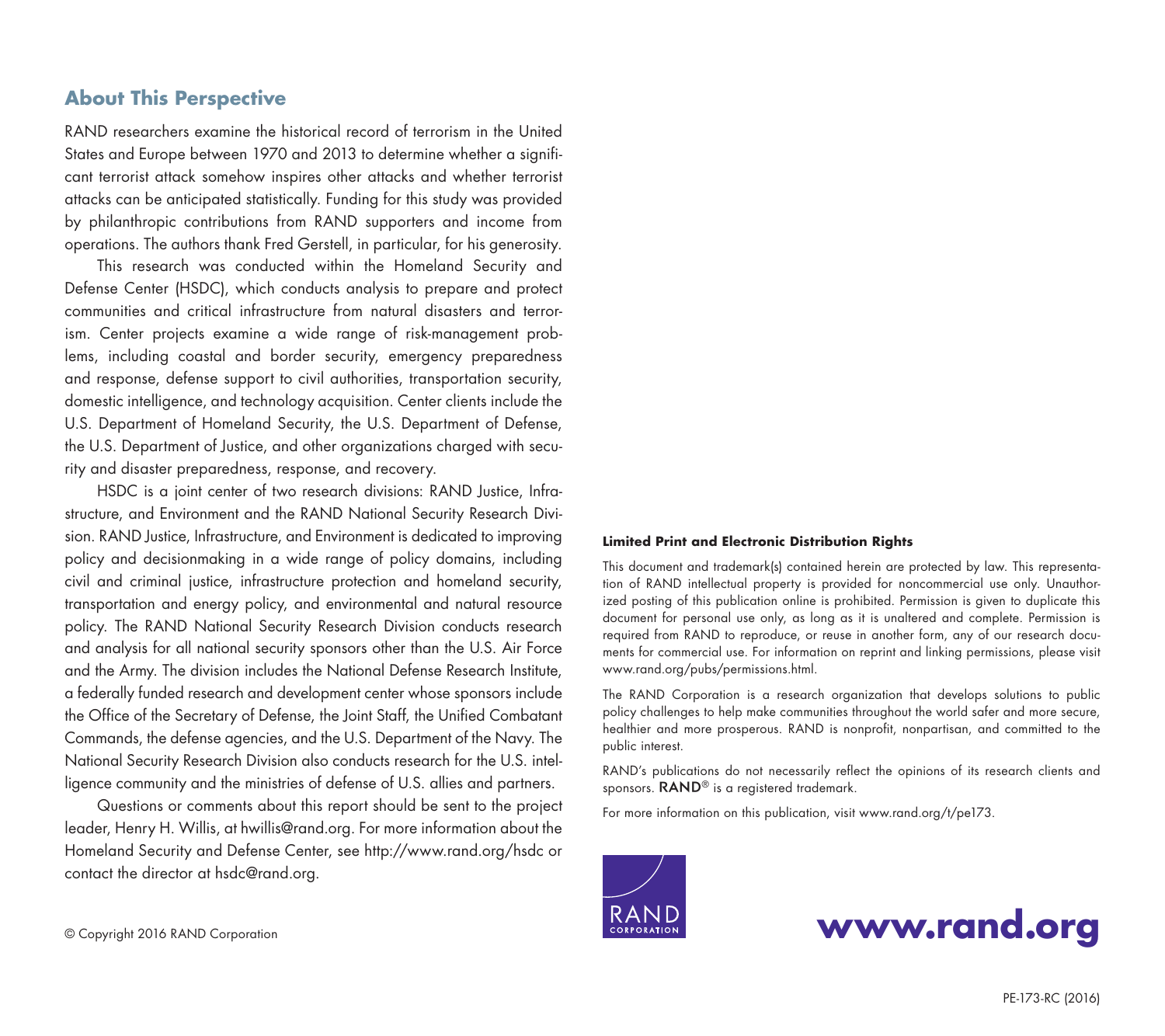## About This Perspective

RAND researchers examine the historical record of terrorism in the United States and Europe between 1970 and 2013 to determine whether a significant terrorist attack somehow inspires other attacks and whether terrorist attacks can be anticipated statistically. Funding for this study was provided by philanthropic contributions from RAND supporters and income from operations. The authors thank Fred Gerstell, in particular, for his generosity.

This research was conducted within the Homeland Security and Defense Center (HSDC), which conducts analysis to prepare and protect communities and critical infrastructure from natural disasters and terrorism. Center projects examine a wide range of risk-management problems, including coastal and border security, emergency preparedness and response, defense support to civil authorities, transportation security, domestic intelligence, and technology acquisition. Center clients include the U.S. Department of Homeland Security, the U.S. Department of Defense, the U.S. Department of Justice, and other organizations charged with security and disaster preparedness, response, and recovery.

HSDC is a joint center of two research divisions: RAND Justice, Infrastructure, and Environment and the RAND National Security Research Division. RAND Justice, Infrastructure, and Environment is dedicated to improving policy and decisionmaking in a wide range of policy domains, including civil and criminal justice, infrastructure protection and homeland security, transportation and energy policy, and environmental and natural resource policy. The RAND National Security Research Division conducts research and analysis for all national security sponsors other than the U.S. Air Force and the Army. The division includes the National Defense Research Institute, a federally funded research and development center whose sponsors include the Office of the Secretary of Defense, the Joint Staff, the Unified Combatant Commands, the defense agencies, and the U.S. Department of the Navy. The National Security Research Division also conducts research for the U.S. intelligence community and the ministries of defense of U.S. allies and partners.

Questions or comments about this report should be sent to the project leader, Henry H. Willis, at hwillis@rand.org. For more information about the Homeland Security and Defense Center, see http://www.rand.org/hsdc or contact the director at hsdc@rand.org.

© Copyright 2016 RAND Corporation

**Limited Print and Electronic Distribution Rights**

This document and trademark(s) contained herein are protected by law. This representation of RAND intellectual property is provided for noncommercial use only. Unauthorized posting of this publication online is prohibited. Permission is given to duplicate this document for personal use only, as long as it is unaltered and complete. Permission is required from RAND to reproduce, or reuse in another form, any of our research documents for commercial use. For information on reprint and linking permissions, please visit www.rand.org/pubs/permissions.html.

The RAND Corporation is a research organization that develops solutions to public policy challenges to help make communities throughout the world safer and more secure, healthier and more prosperous. RAND is nonprofit, nonpartisan, and committed to the public interest.

RAND's publications do not necessarily reflect the opinions of its research clients and sponsors. RAND® is a registered trademark.

For more information on this publication, visit www.rand.org/t/pe173.

RAND CORPORATION

**www.rand.org**

PE-173-RC (2016)